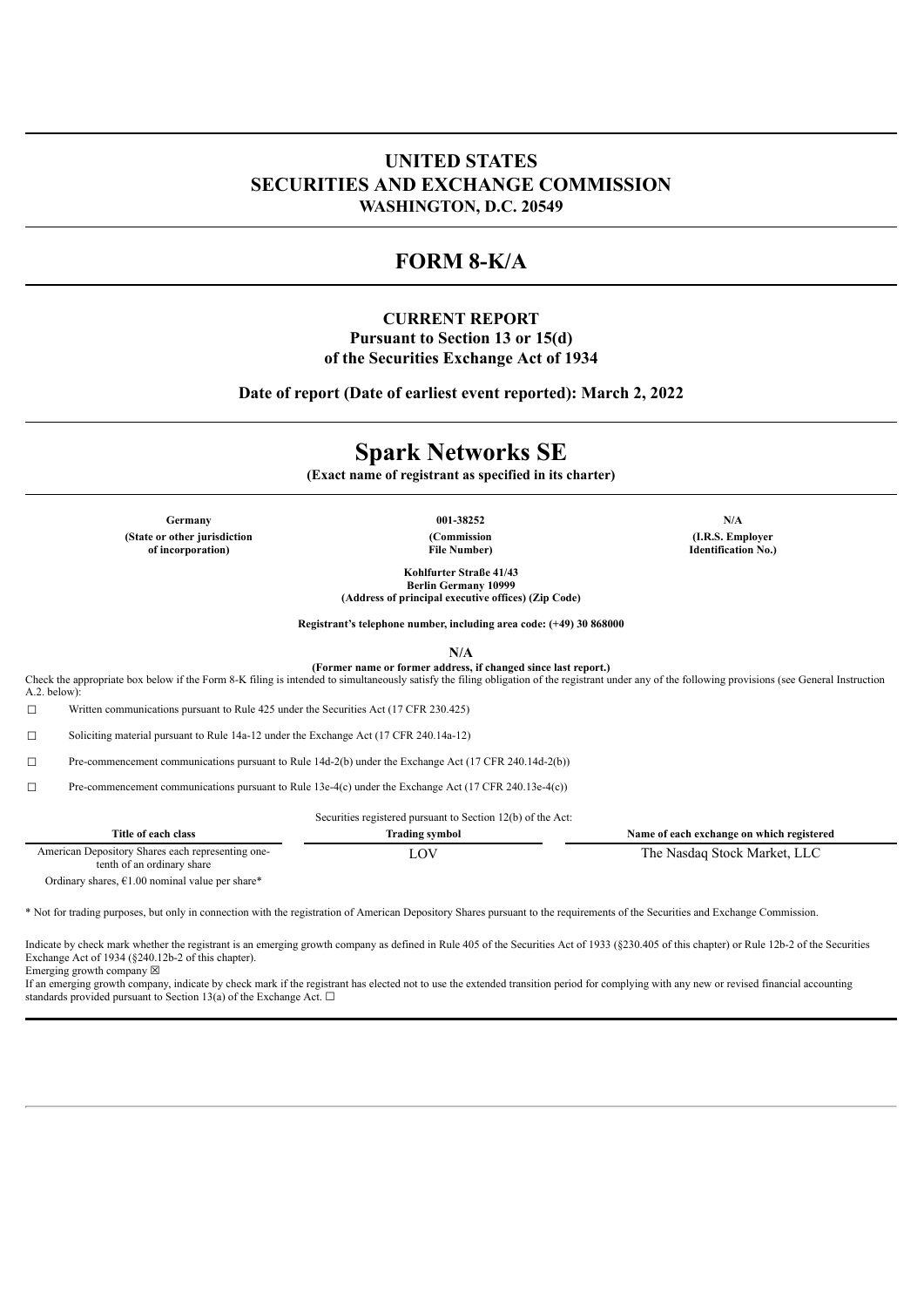# UNITED STATES
# SECURITIES AND EXCHANGE COMMISSION
**WASHINGTON, D.C. 20549**

# FORM 8-K/A

**CURRENT REPORT**
**Pursuant to Section 13 or 15(d)**
**of the Securities Exchange Act of 1934**

**Date of report (Date of earliest event reported): March 2, 2022**

# Spark Networks SE

**(Exact name of registrant as specified in its charter)**

| Germany | 001-38252 | N/A |
|---|---|---|
| (State or other jurisdiction of incorporation) | (Commission File Number) | (I.R.S. Employer Identification No.) |

**Kohlfurter Straße 41/43**
**Berlin Germany 10999**
**(Address of principal executive offices) (Zip Code)**

**Registrant's telephone number, including area code: (+49) 30 868000**

**N/A**
**(Former name or former address, if changed since last report.)**

Check the appropriate box below if the Form 8-K filing is intended to simultaneously satisfy the filing obligation of the registrant under any of the following provisions (see General Instruction A.2. below):

☐ Written communications pursuant to Rule 425 under the Securities Act (17 CFR 230.425)

☐ Soliciting material pursuant to Rule 14a-12 under the Exchange Act (17 CFR 240.14a-12)

☐ Pre-commencement communications pursuant to Rule 14d-2(b) under the Exchange Act (17 CFR 240.14d-2(b))

☐ Pre-commencement communications pursuant to Rule 13e-4(c) under the Exchange Act (17 CFR 240.13e-4(c))

Securities registered pursuant to Section 12(b) of the Act:

| Title of each class | Trading symbol | Name of each exchange on which registered |
|---|---|---|
| American Depository Shares each representing one-tenth of an ordinary share | LOV | The Nasdaq Stock Market, LLC |
| Ordinary shares, €1.00 nominal value per share* | | |

* Not for trading purposes, but only in connection with the registration of American Depository Shares pursuant to the requirements of the Securities and Exchange Commission.

Indicate by check mark whether the registrant is an emerging growth company as defined in Rule 405 of the Securities Act of 1933 (§230.405 of this chapter) or Rule 12b-2 of the Securities Exchange Act of 1934 (§240.12b-2 of this chapter).
Emerging growth company ☒
If an emerging growth company, indicate by check mark if the registrant has elected not to use the extended transition period for complying with any new or revised financial accounting standards provided pursuant to Section 13(a) of the Exchange Act. ☐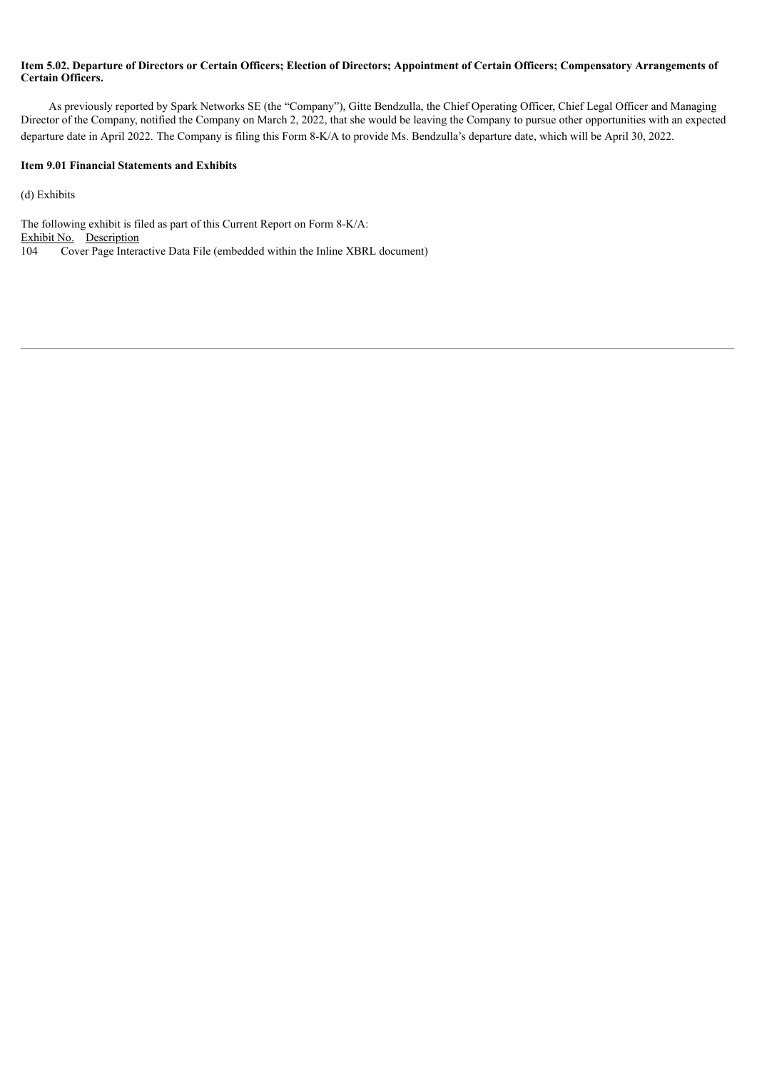**Item 5.02. Departure of Directors or Certain Officers; Election of Directors; Appointment of Certain Officers; Compensatory Arrangements of Certain Officers.**

As previously reported by Spark Networks SE (the "Company"), Gitte Bendzulla, the Chief Operating Officer, Chief Legal Officer and Managing Director of the Company, notified the Company on March 2, 2022, that she would be leaving the Company to pursue other opportunities with an expected departure date in April 2022. The Company is filing this Form 8-K/A to provide Ms. Bendzulla's departure date, which will be April 30, 2022.

**Item 9.01 Financial Statements and Exhibits**

(d) Exhibits

The following exhibit is filed as part of this Current Report on Form 8-K/A:

| Exhibit No. | Description |
|---|---|
| 104 | Cover Page Interactive Data File (embedded within the Inline XBRL document) |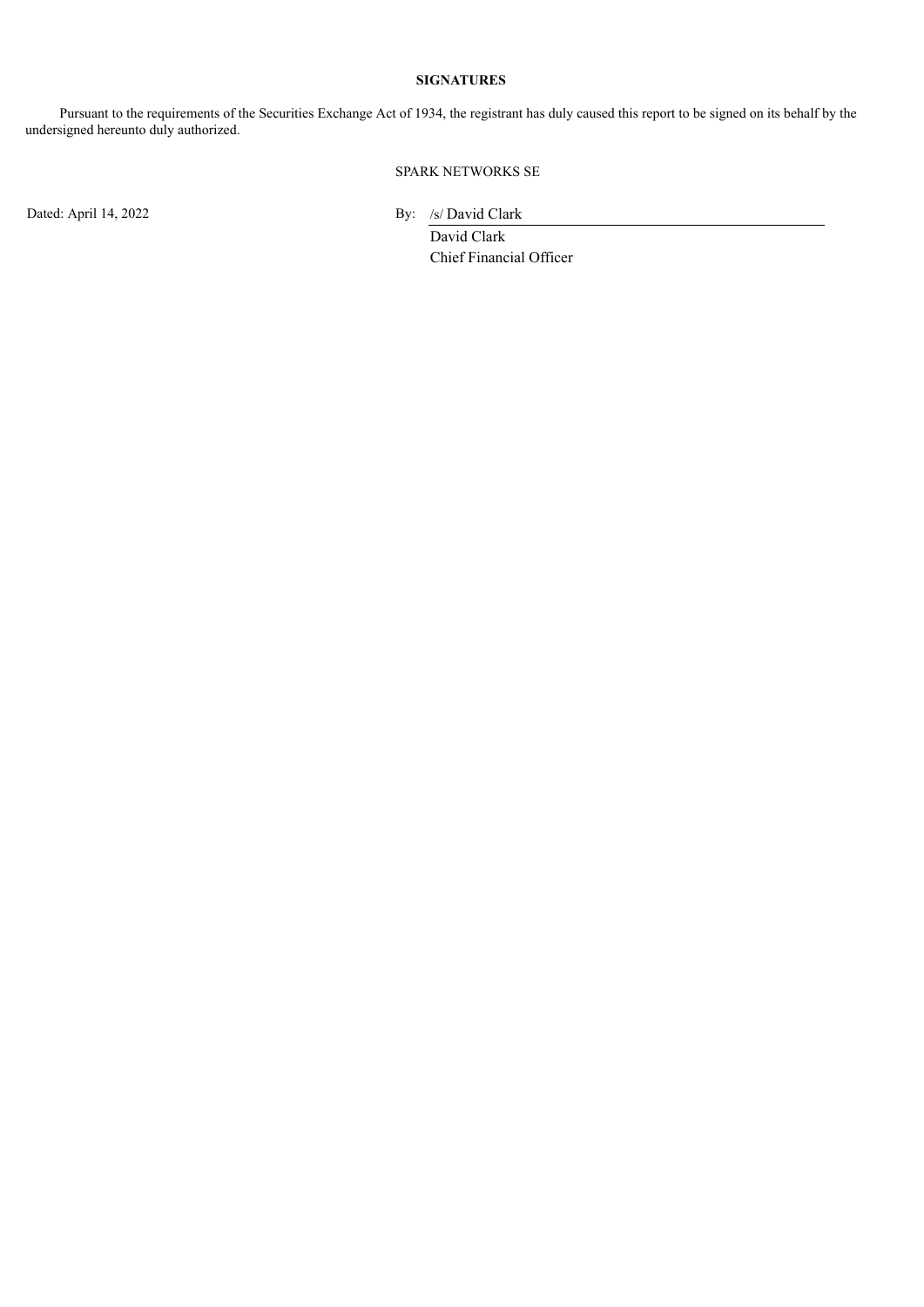**SIGNATURES**

Pursuant to the requirements of the Securities Exchange Act of 1934, the registrant has duly caused this report to be signed on its behalf by the undersigned hereunto duly authorized.

SPARK NETWORKS SE

Dated: April 14, 2022

By: /s/ David Clark

David Clark

Chief Financial Officer